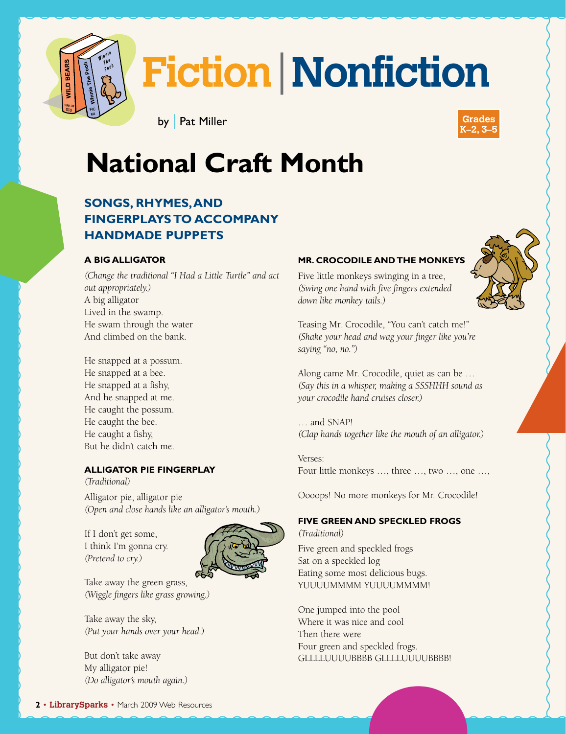# Fiction | Nonfiction

by Pat Miller

Grades K–2, 3–5

# National Craft Month

## SONGS, RHYMES, AND FINGERPLAYS TO ACCOMPANY HANDMADE PUPPETS

### A BIG ALLIGATOR

*(Change the traditional "I Had a Little Turtle" and act out appropriately.)*

A big alligator
Lived in the swamp.
He swam through the water
And climbed on the bank.

He snapped at a possum.
He snapped at a bee.
He snapped at a fishy,
And he snapped at me.
He caught the possum.
He caught the bee.
He caught a fishy,
But he didn't catch me.

### ALLIGATOR PIE FINGERPLAY

*(Traditional)*

Alligator pie, alligator pie
*(Open and close hands like an alligator's mouth.)*

If I don't get some,
I think I'm gonna cry.
*(Pretend to cry.)*

Take away the green grass,
*(Wiggle fingers like grass growing.)*

Take away the sky,
*(Put your hands over your head.)*

But don't take away
My alligator pie!
*(Do alligator's mouth again.)*

### MR. CROCODILE AND THE MONKEYS

Five little monkeys swinging in a tree,
*(Swing one hand with five fingers extended down like monkey tails.)*

Teasing Mr. Crocodile, "You can't catch me!"
*(Shake your head and wag your finger like you're saying "no, no.")*

Along came Mr. Crocodile, quiet as can be …
*(Say this in a whisper, making a SSSHHH sound as your crocodile hand cruises closer.)*

… and SNAP!
*(Clap hands together like the mouth of an alligator.)*

Verses:
Four little monkeys …, three …, two …, one …,

Oooops! No more monkeys for Mr. Crocodile!

### FIVE GREEN AND SPECKLED FROGS

*(Traditional)*

Five green and speckled frogs
Sat on a speckled log
Eating some most delicious bugs.
YUUUUMMMM YUUUUMMMM!

One jumped into the pool
Where it was nice and cool
Then there were
Four green and speckled frogs.
GLLLLUUUUBBBB GLLLLUUUUBBBB!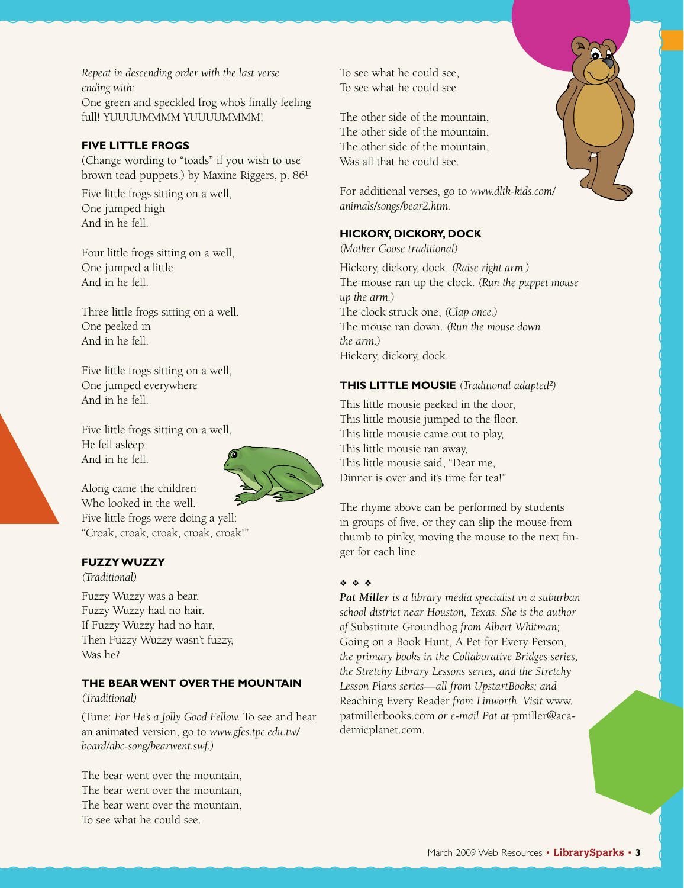*Repeat in descending order with the last verse ending with:*
One green and speckled frog who's finally feeling full! YUUUUMMMM YUUUUMMMM!

### FIVE LITTLE FROGS

(Change wording to "toads" if you wish to use brown toad puppets.) by Maxine Riggers, p. 86[1]

Five little frogs sitting on a well,
One jumped high
And in he fell.

Four little frogs sitting on a well,
One jumped a little
And in he fell.

Three little frogs sitting on a well,
One peeked in
And in he fell.

Five little frogs sitting on a well,
One jumped everywhere
And in he fell.

Five little frogs sitting on a well,
He fell asleep
And in he fell.

Along came the children
Who looked in the well.
Five little frogs were doing a yell:
"Croak, croak, croak, croak, croak!"

### FUZZY WUZZY

*(Traditional)*

Fuzzy Wuzzy was a bear.
Fuzzy Wuzzy had no hair.
If Fuzzy Wuzzy had no hair,
Then Fuzzy Wuzzy wasn't fuzzy,
Was he?

### THE BEAR WENT OVER THE MOUNTAIN

*(Traditional)*

(Tune: *For He's a Jolly Good Fellow.* To see and hear an animated version, go to *www.gfes.tpc.edu.tw/board/abc-song/bearwent.swf.*)

The bear went over the mountain,
The bear went over the mountain,
The bear went over the mountain,
To see what he could see.

To see what he could see,
To see what he could see

The other side of the mountain,
The other side of the mountain,
The other side of the mountain,
Was all that he could see.

For additional verses, go to *www.dltk-kids.com/animals/songs/bear2.htm.*

### HICKORY, DICKORY, DOCK

*(Mother Goose traditional)*

Hickory, dickory, dock. *(Raise right arm.)*
The mouse ran up the clock. *(Run the puppet mouse up the arm.)*
The clock struck one, *(Clap once.)*
The mouse ran down. *(Run the mouse down the arm.)*
Hickory, dickory, dock.

### THIS LITTLE MOUSIE *(Traditional adapted[2])*

This little mousie peeked in the door,
This little mousie jumped to the floor,
This little mousie came out to play,
This little mousie ran away,
This little mousie said, "Dear me,
Dinner is over and it's time for tea!"

The rhyme above can be performed by students in groups of five, or they can slip the mouse from thumb to pinky, moving the mouse to the next finger for each line.

❖ ❖ ❖

***Pat Miller*** *is a library media specialist in a suburban school district near Houston, Texas. She is the author of* Substitute Groundhog *from Albert Whitman;* Going on a Book Hunt, A Pet for Every Person, *the primary books in the Collaborative Bridges series, the Stretchy Library Lessons series, and the Stretchy Lesson Plans series—all from UpstartBooks; and* Reaching Every Reader *from Linworth. Visit* www.patmillerbooks.com *or e-mail Pat at* pmiller@academicplanet.com.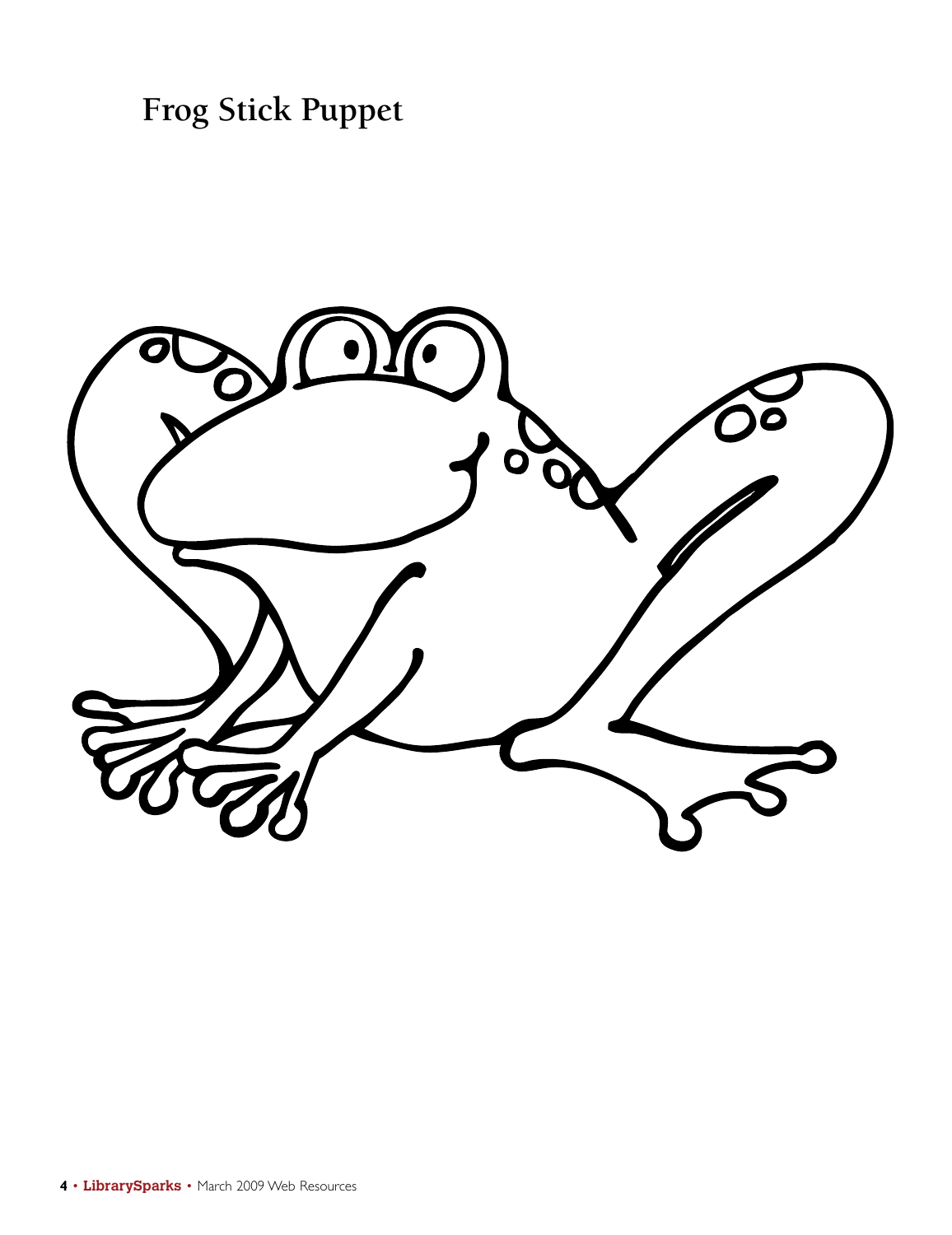# Frog Stick Puppet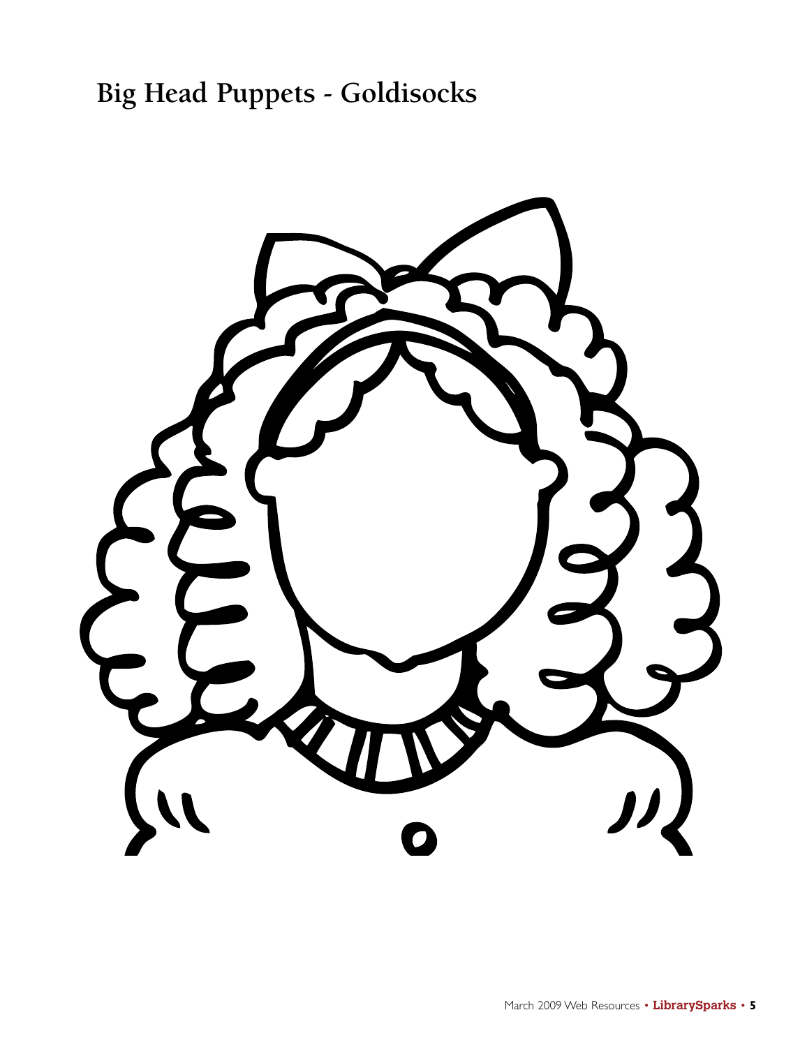# Big Head Puppets - Goldisocks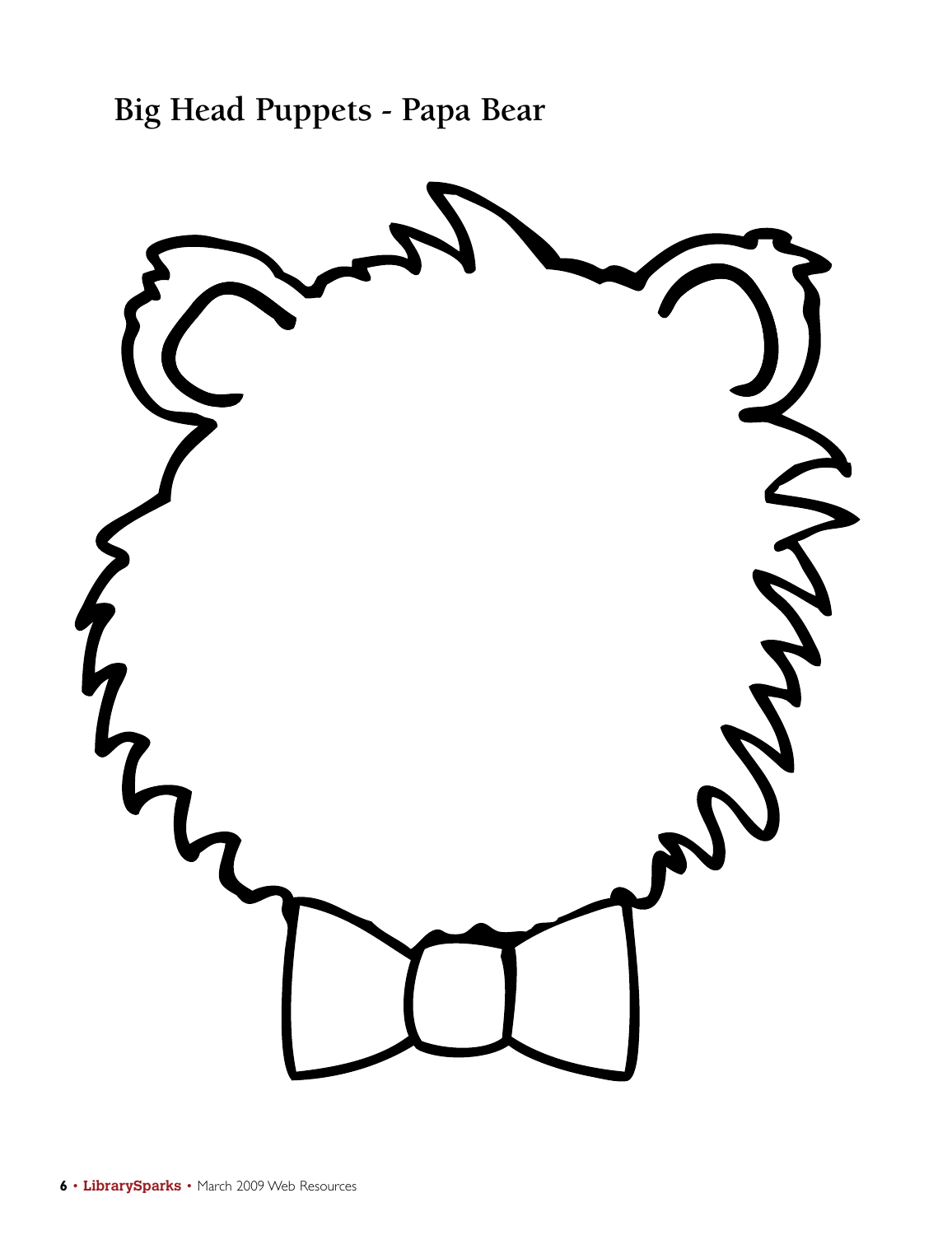# Big Head Puppets - Papa Bear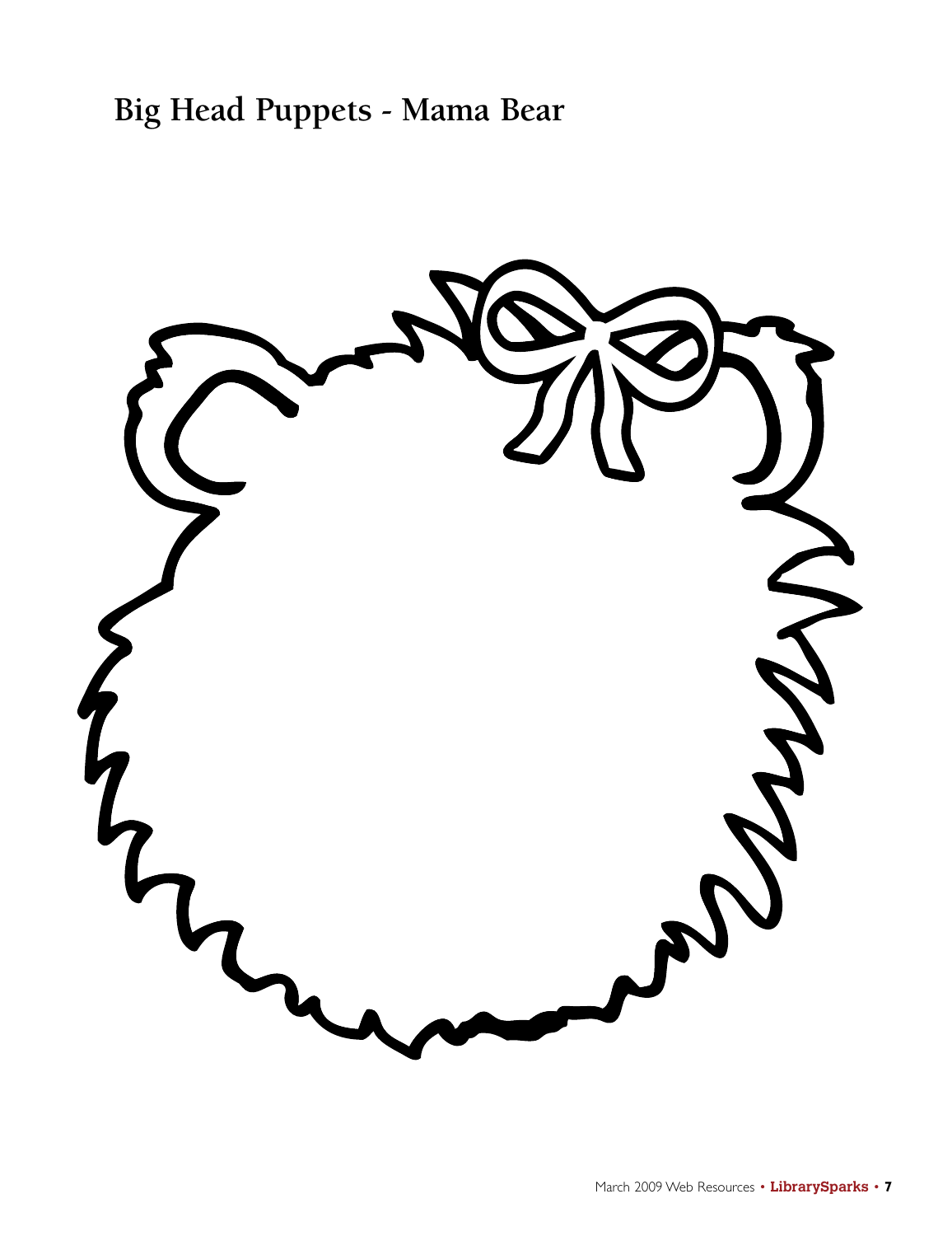# Big Head Puppets - Mama Bear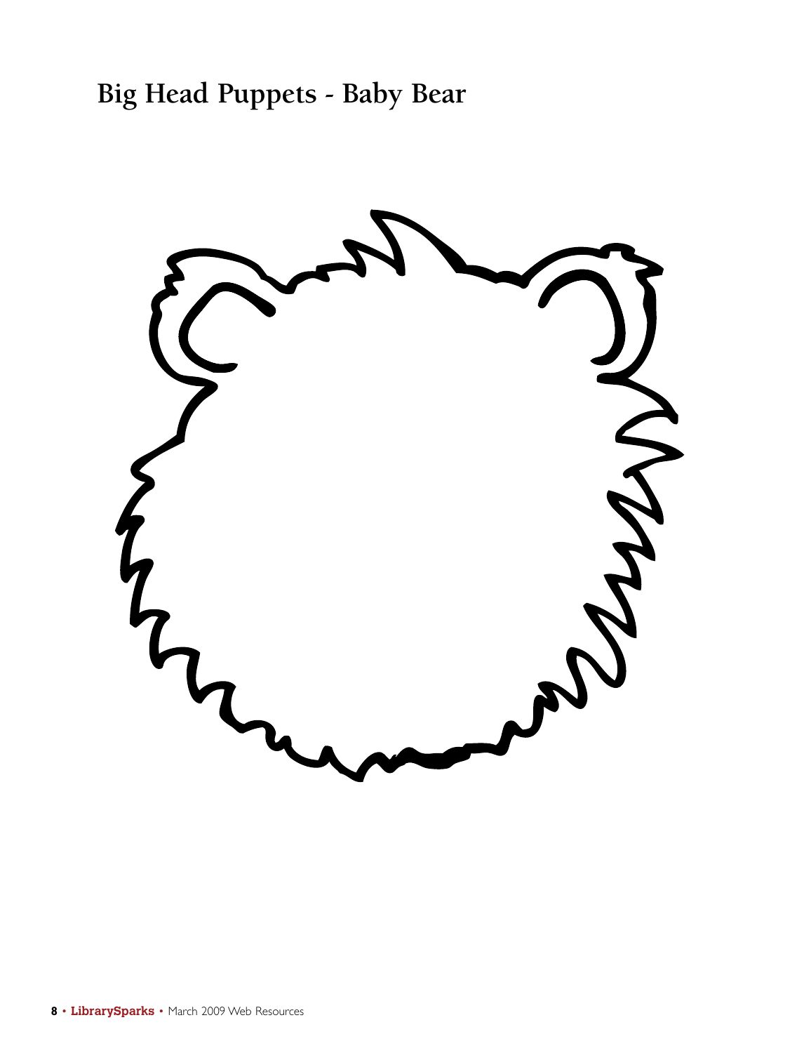# Big Head Puppets - Baby Bear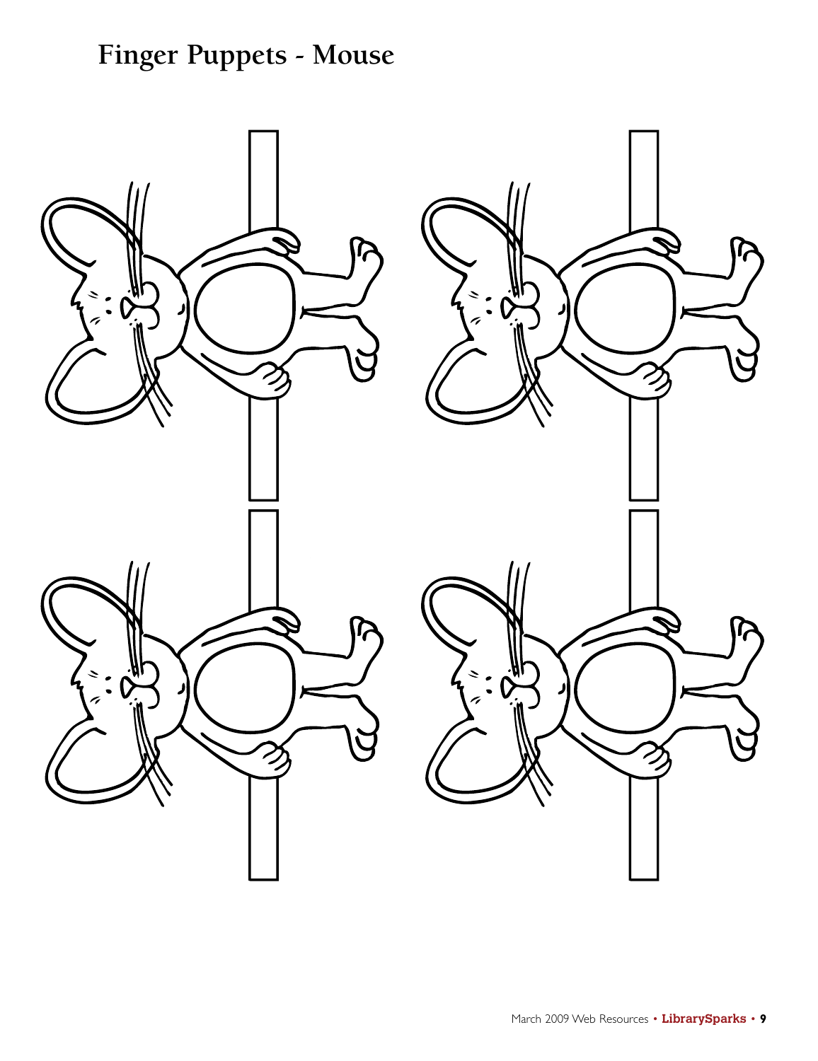# Finger Puppets - Mouse